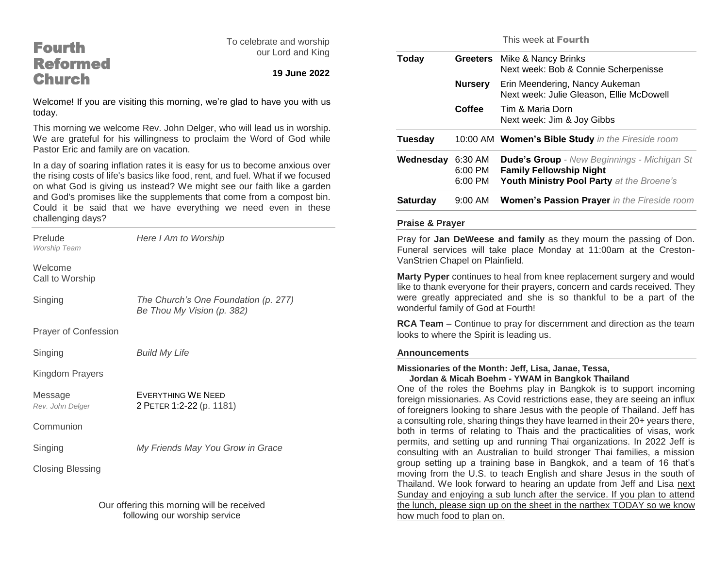# Fourth Reformed Church

To celebrate and worship our Lord and King

**19 June 2022**

Welcome! If you are visiting this morning, we're glad to have you with us today.

This morning we welcome Rev. John Delger, who will lead us in worship. We are grateful for his willingness to proclaim the Word of God while Pastor Eric and family are on vacation.

In a day of soaring inflation rates it is easy for us to become anxious over the rising costs of life's basics like food, rent, and fuel. What if we focused on what God is giving us instead? We might see our faith like a garden and God's promises like the supplements that come from a compost bin. Could it be said that we have everything we need even in these challenging days?

---

| | |
|---|---|
| Prelude<br>*Worship Team* | *Here I Am to Worship* |
| Welcome<br>Call to Worship | |
| Singing | *The Church's One Foundation (p. 277)*<br>*Be Thou My Vision (p. 382)* |
| Prayer of Confession | |
| Singing | *Build My Life* |
| Kingdom Prayers | |
| Message<br>*Rev. John Delger* | EVERYTHING WE NEED<br>2 PETER 1:2-22 (p. 1181) |
| Communion | |
| Singing | *My Friends May You Grow in Grace* |
| Closing Blessing | |

Our offering this morning will be received following our worship service

## This week at Fourth

| | | |
|---|---|---|
| **Today** | **Greeters** | Mike & Nancy Brinks<br>Next week: Bob & Connie Scherpenisse |
| | **Nursery** | Erin Meendering, Nancy Aukeman<br>Next week: Julie Gleason, Ellie McDowell |
| | **Coffee** | Tim & Maria Dorn<br>Next week: Jim & Joy Gibbs |
| **Tuesday** | 10:00 AM | **Women's Bible Study** *in the Fireside room* |
| **Wednesday** | 6:30 AM<br>6:00 PM<br>6:00 PM | **Dude's Group** *- New Beginnings - Michigan St*<br>**Family Fellowship Night**<br>**Youth Ministry Pool Party** *at the Broene's* |
| **Saturday** | 9:00 AM | **Women's Passion Prayer** *in the Fireside room* |

### Praise & Prayer

Pray for **Jan DeWeese and family** as they mourn the passing of Don. Funeral services will take place Monday at 11:00am at the Creston-VanStrien Chapel on Plainfield.

**Marty Pyper** continues to heal from knee replacement surgery and would like to thank everyone for their prayers, concern and cards received. They were greatly appreciated and she is so thankful to be a part of the wonderful family of God at Fourth!

**RCA Team** – Continue to pray for discernment and direction as the team looks to where the Spirit is leading us.

### Announcements

**Missionaries of the Month: Jeff, Lisa, Janae, Tessa, Jordan & Micah Boehm - YWAM in Bangkok Thailand**

One of the roles the Boehms play in Bangkok is to support incoming foreign missionaries. As Covid restrictions ease, they are seeing an influx of foreigners looking to share Jesus with the people of Thailand. Jeff has a consulting role, sharing things they have learned in their 20+ years there, both in terms of relating to Thais and the practicalities of visas, work permits, and setting up and running Thai organizations. In 2022 Jeff is consulting with an Australian to build stronger Thai families, a mission group setting up a training base in Bangkok, and a team of 16 that's moving from the U.S. to teach English and share Jesus in the south of Thailand. We look forward to hearing an update from Jeff and Lisa next Sunday and enjoying a sub lunch after the service. If you plan to attend the lunch, please sign up on the sheet in the narthex TODAY so we know how much food to plan on.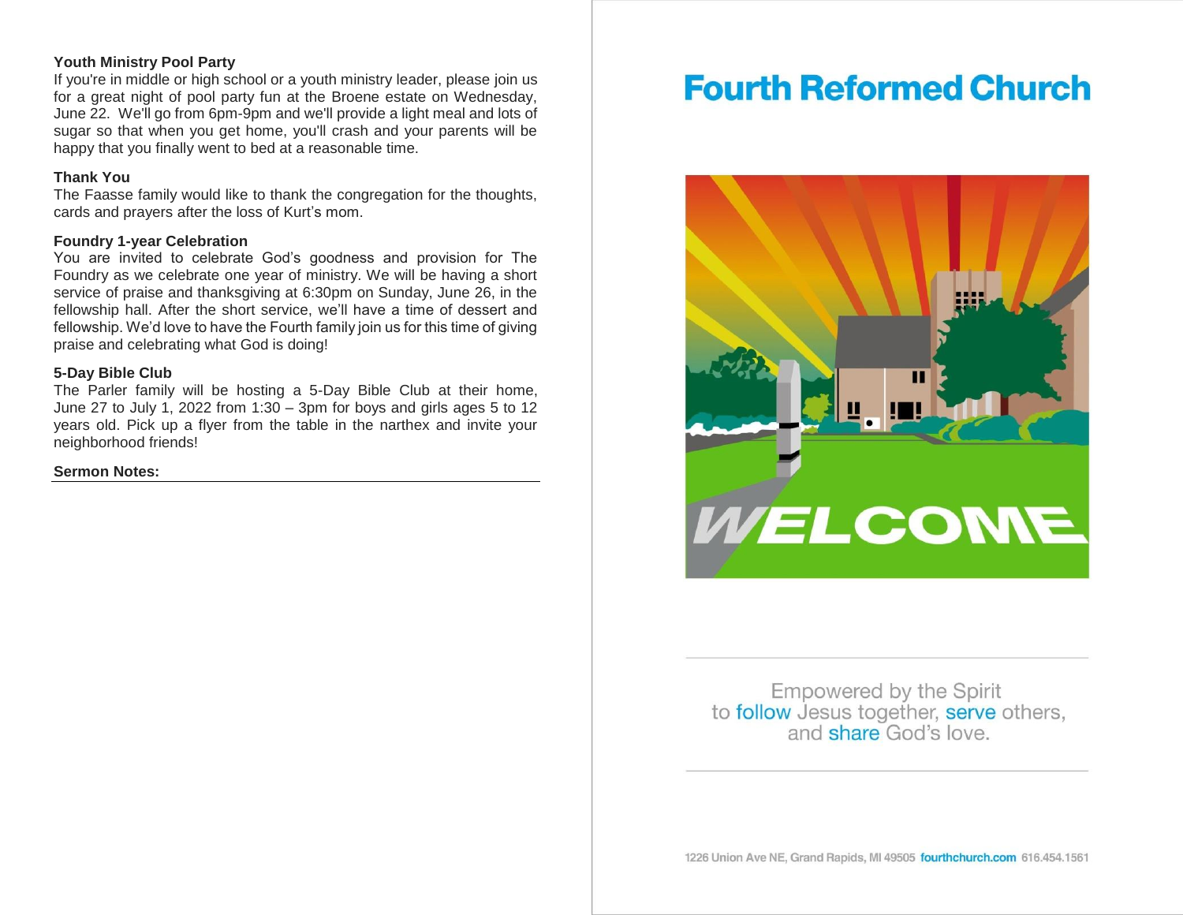**Youth Ministry Pool Party**
If you're in middle or high school or a youth ministry leader, please join us for a great night of pool party fun at the Broene estate on Wednesday, June 22. We'll go from 6pm-9pm and we'll provide a light meal and lots of sugar so that when you get home, you'll crash and your parents will be happy that you finally went to bed at a reasonable time.

**Thank You**
The Faasse family would like to thank the congregation for the thoughts, cards and prayers after the loss of Kurt's mom.

**Foundry 1-year Celebration**
You are invited to celebrate God's goodness and provision for The Foundry as we celebrate one year of ministry. We will be having a short service of praise and thanksgiving at 6:30pm on Sunday, June 26, in the fellowship hall. After the short service, we'll have a time of dessert and fellowship. We'd love to have the Fourth family join us for this time of giving praise and celebrating what God is doing!

**5-Day Bible Club**
The Parler family will be hosting a 5-Day Bible Club at their home, June 27 to July 1, 2022 from 1:30 – 3pm for boys and girls ages 5 to 12 years old. Pick up a flyer from the table in the narthex and invite your neighborhood friends!

**Sermon Notes:**

---

# Fourth Reformed Church

WELCOME

Empowered by the Spirit
to follow Jesus together, serve others,
and share God's love.

1226 Union Ave NE, Grand Rapids, MI 49505 fourthchurch.com 616.454.1561